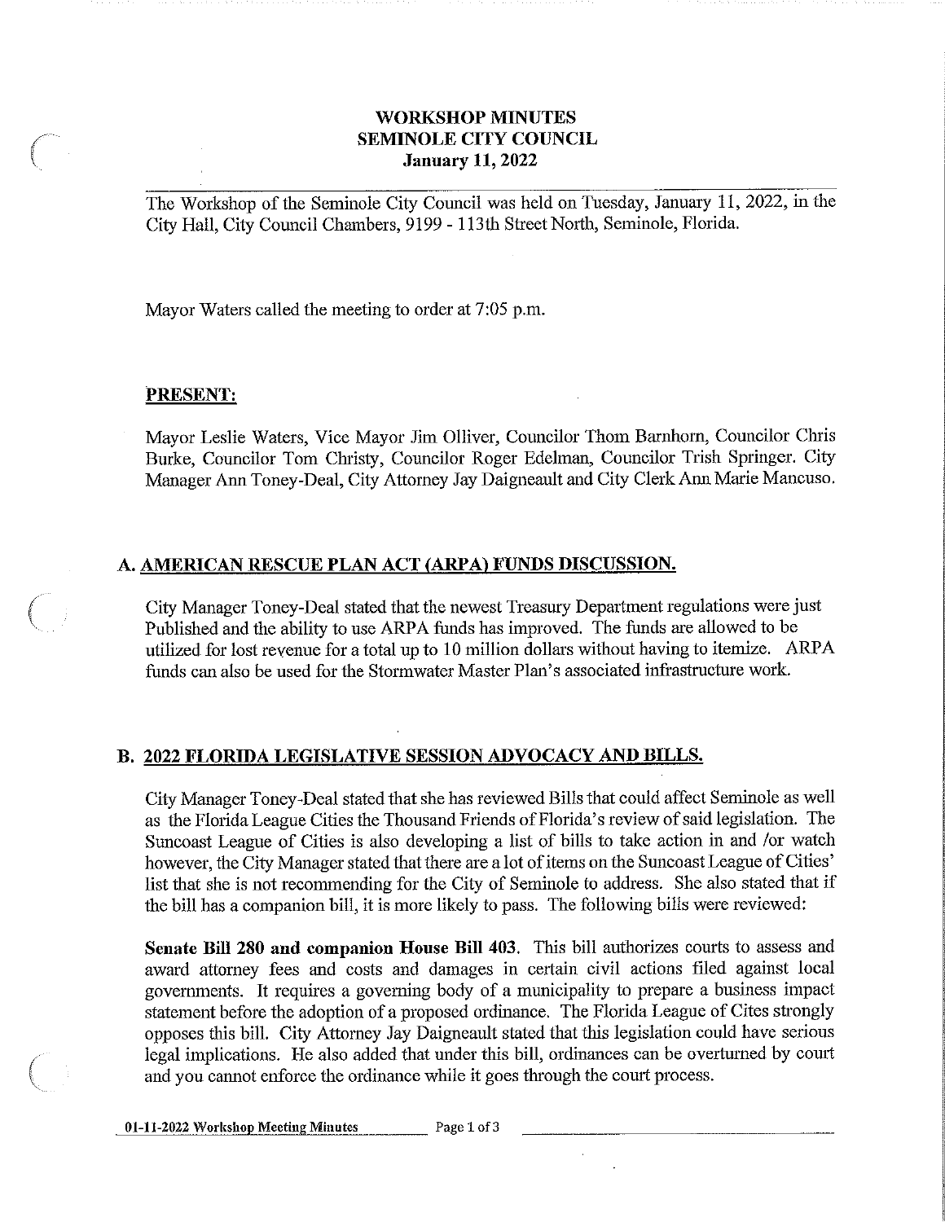# WORKSHOP MINUTES
# SEMINOLE CITY COUNCIL
# January 11, 2022

The Workshop of the Seminole City Council was held on Tuesday, January 11, 2022, in the City Hall, City Council Chambers, 9199 - 113th Street North, Seminole, Florida.

Mayor Waters called the meeting to order at 7:05 p.m.

## PRESENT:

Mayor Leslie Waters, Vice Mayor Jim Olliver, Councilor Thom Barnhorn, Councilor Chris Burke, Councilor Tom Christy, Councilor Roger Edelman, Councilor Trish Springer. City Manager Ann Toney-Deal, City Attorney Jay Daigneault and City Clerk Ann Marie Mancuso.

## A. AMERICAN RESCUE PLAN ACT (ARPA) FUNDS DISCUSSION.

City Manager Toney-Deal stated that the newest Treasury Department regulations were just Published and the ability to use ARPA funds has improved. The funds are allowed to be utilized for lost revenue for a total up to 10 million dollars without having to itemize. ARPA funds can also be used for the Stormwater Master Plan's associated infrastructure work.

## B. 2022 FLORIDA LEGISLATIVE SESSION ADVOCACY AND BILLS.

City Manager Toney-Deal stated that she has reviewed Bills that could affect Seminole as well as the Florida League Cities the Thousand Friends of Florida's review of said legislation. The Suncoast League of Cities is also developing a list of bills to take action in and /or watch however, the City Manager stated that there are a lot of items on the Suncoast League of Cities' list that she is not recommending for the City of Seminole to address. She also stated that if the bill has a companion bill, it is more likely to pass. The following bills were reviewed:

**Senate Bill 280 and companion House Bill 403.** This bill authorizes courts to assess and award attorney fees and costs and damages in certain civil actions filed against local governments. It requires a governing body of a municipality to prepare a business impact statement before the adoption of a proposed ordinance. The Florida League of Cites strongly opposes this bill. City Attorney Jay Daigneault stated that this legislation could have serious legal implications. He also added that under this bill, ordinances can be overturned by court and you cannot enforce the ordinance while it goes through the court process.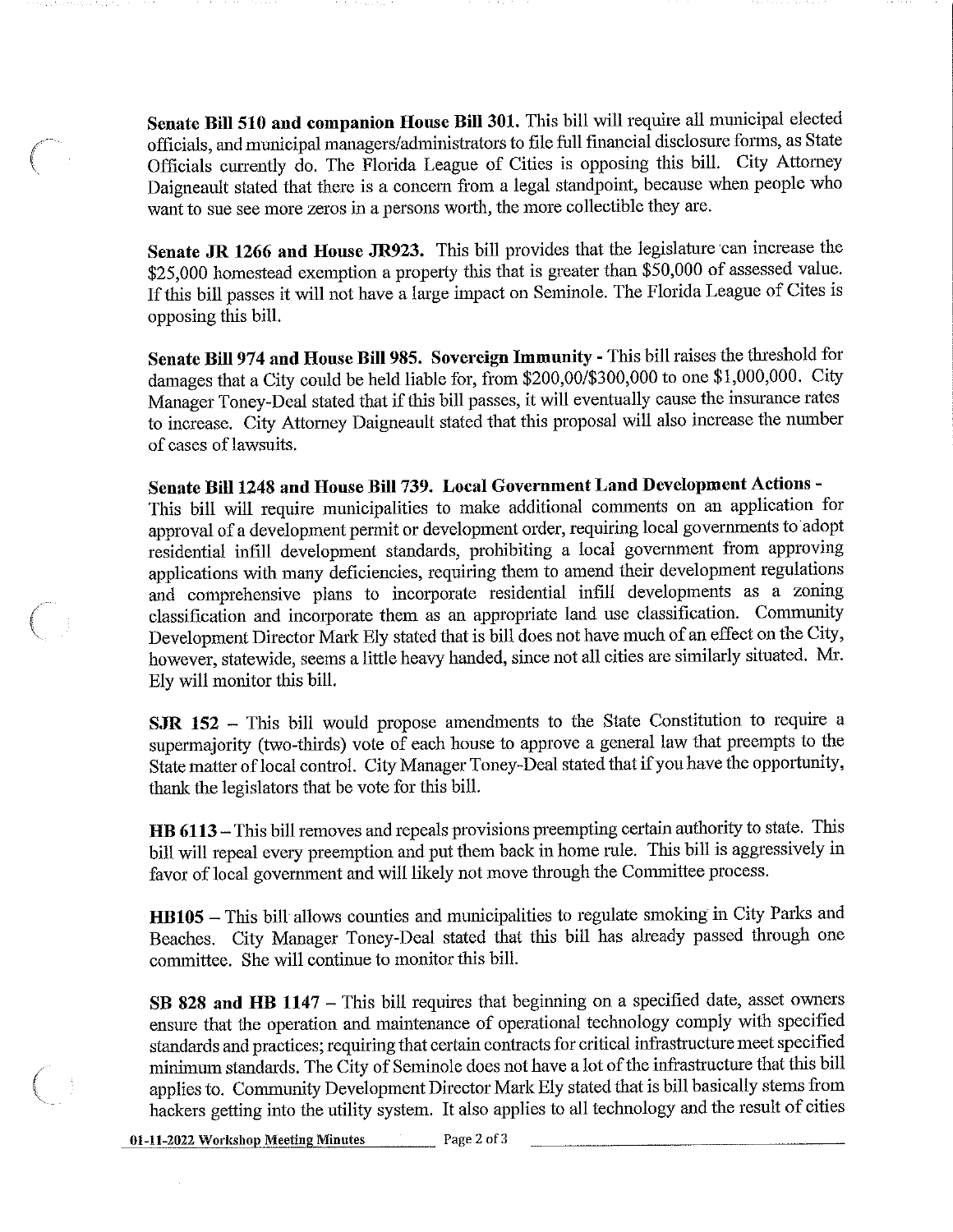**Senate Bill 510 and companion House Bill 301.** This bill will require all municipal elected officials, and municipal managers/administrators to file full financial disclosure forms, as State Officials currently do. The Florida League of Cities is opposing this bill. City Attorney Daigneault stated that there is a concern from a legal standpoint, because when people who want to sue see more zeros in a persons worth, the more collectible they are.

**Senate JR 1266 and House JR923.** This bill provides that the legislature can increase the $25,000 homestead exemption a property this that is greater than $50,000 of assessed value. If this bill passes it will not have a large impact on Seminole. The Florida League of Cites is opposing this bill.

**Senate Bill 974 and House Bill 985. Sovereign Immunity -** This bill raises the threshold for damages that a City could be held liable for, from $200,00/$300,000 to one $1,000,000. City Manager Toney-Deal stated that if this bill passes, it will eventually cause the insurance rates to increase. City Attorney Daigneault stated that this proposal will also increase the number of cases of lawsuits.

**Senate Bill 1248 and House Bill 739. Local Government Land Development Actions -** This bill will require municipalities to make additional comments on an application for approval of a development permit or development order, requiring local governments to adopt residential infill development standards, prohibiting a local government from approving applications with many deficiencies, requiring them to amend their development regulations and comprehensive plans to incorporate residential infill developments as a zoning classification and incorporate them as an appropriate land use classification. Community Development Director Mark Ely stated that is bill does not have much of an effect on the City, however, statewide, seems a little heavy handed, since not all cities are similarly situated. Mr. Ely will monitor this bill.

**SJR 152** – This bill would propose amendments to the State Constitution to require a supermajority (two-thirds) vote of each house to approve a general law that preempts to the State matter of local control. City Manager Toney-Deal stated that if you have the opportunity, thank the legislators that be vote for this bill.

**HB 6113** – This bill removes and repeals provisions preempting certain authority to state. This bill will repeal every preemption and put them back in home rule. This bill is aggressively in favor of local government and will likely not move through the Committee process.

**HB105** – This bill allows counties and municipalities to regulate smoking in City Parks and Beaches. City Manager Toney-Deal stated that this bill has already passed through one committee. She will continue to monitor this bill.

**SB 828 and HB 1147** – This bill requires that beginning on a specified date, asset owners ensure that the operation and maintenance of operational technology comply with specified standards and practices; requiring that certain contracts for critical infrastructure meet specified minimum standards. The City of Seminole does not have a lot of the infrastructure that this bill applies to. Community Development Director Mark Ely stated that is bill basically stems from hackers getting into the utility system. It also applies to all technology and the result of cities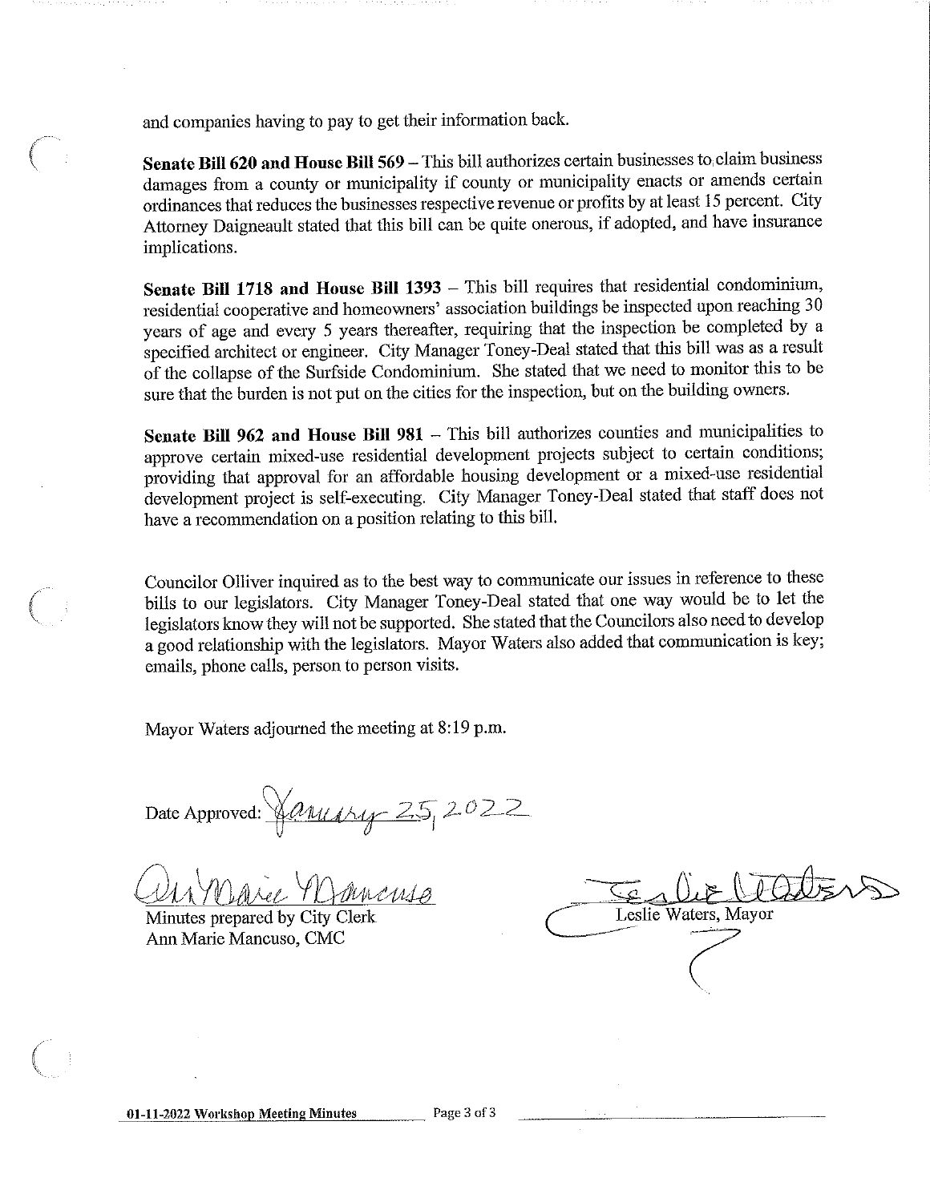and companies having to pay to get their information back.

**Senate Bill 620 and House Bill 569** – This bill authorizes certain businesses to claim business damages from a county or municipality if county or municipality enacts or amends certain ordinances that reduces the businesses respective revenue or profits by at least 15 percent. City Attorney Daigneault stated that this bill can be quite onerous, if adopted, and have insurance implications.

**Senate Bill 1718 and House Bill 1393** – This bill requires that residential condominium, residential cooperative and homeowners' association buildings be inspected upon reaching 30 years of age and every 5 years thereafter, requiring that the inspection be completed by a specified architect or engineer. City Manager Toney-Deal stated that this bill was as a result of the collapse of the Surfside Condominium. She stated that we need to monitor this to be sure that the burden is not put on the cities for the inspection, but on the building owners.

**Senate Bill 962 and House Bill 981** – This bill authorizes counties and municipalities to approve certain mixed-use residential development projects subject to certain conditions; providing that approval for an affordable housing development or a mixed-use residential development project is self-executing. City Manager Toney-Deal stated that staff does not have a recommendation on a position relating to this bill.

Councilor Olliver inquired as to the best way to communicate our issues in reference to these bills to our legislators. City Manager Toney-Deal stated that one way would be to let the legislators know they will not be supported. She stated that the Councilors also need to develop a good relationship with the legislators. Mayor Waters also added that communication is key; emails, phone calls, person to person visits.

Mayor Waters adjourned the meeting at 8:19 p.m.

Date Approved: January 25, 2022

Ann Marie Mancuso

Minutes prepared by City Clerk
Ann Marie Mancuso, CMC

Leslie Waters

Leslie Waters, Mayor